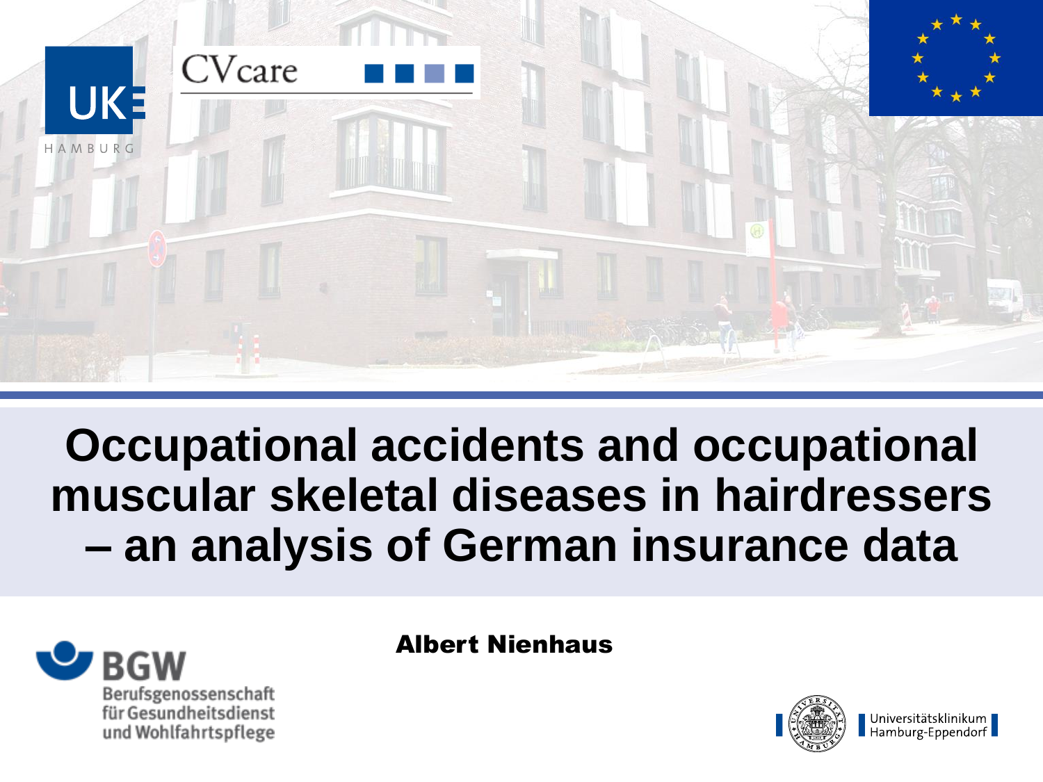# Occupational accidents and occupational muscular skeletal diseases in hairdressers – an analysis of German insurance data

**Albert Nienhaus**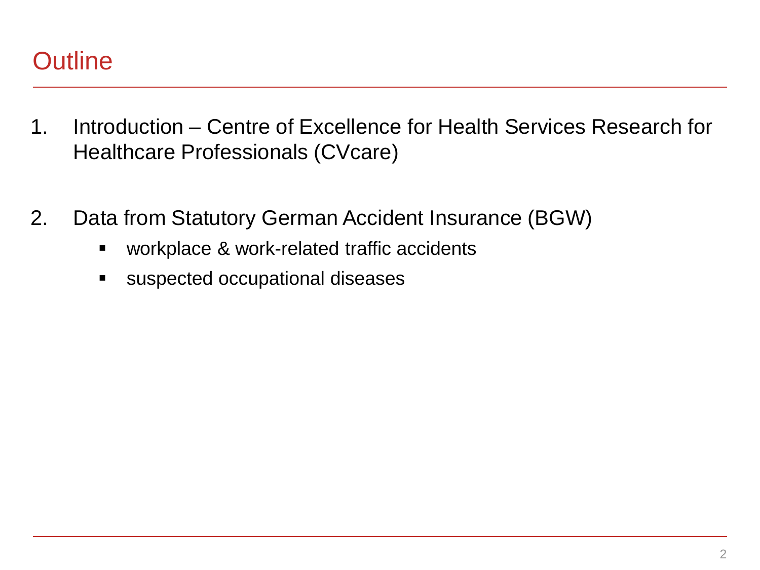# Outline

1. Introduction – Centre of Excellence for Health Services Research for Healthcare Professionals (CVcare)

2. Data from Statutory German Accident Insurance (BGW)
   - workplace & work-related traffic accidents
   - suspected occupational diseases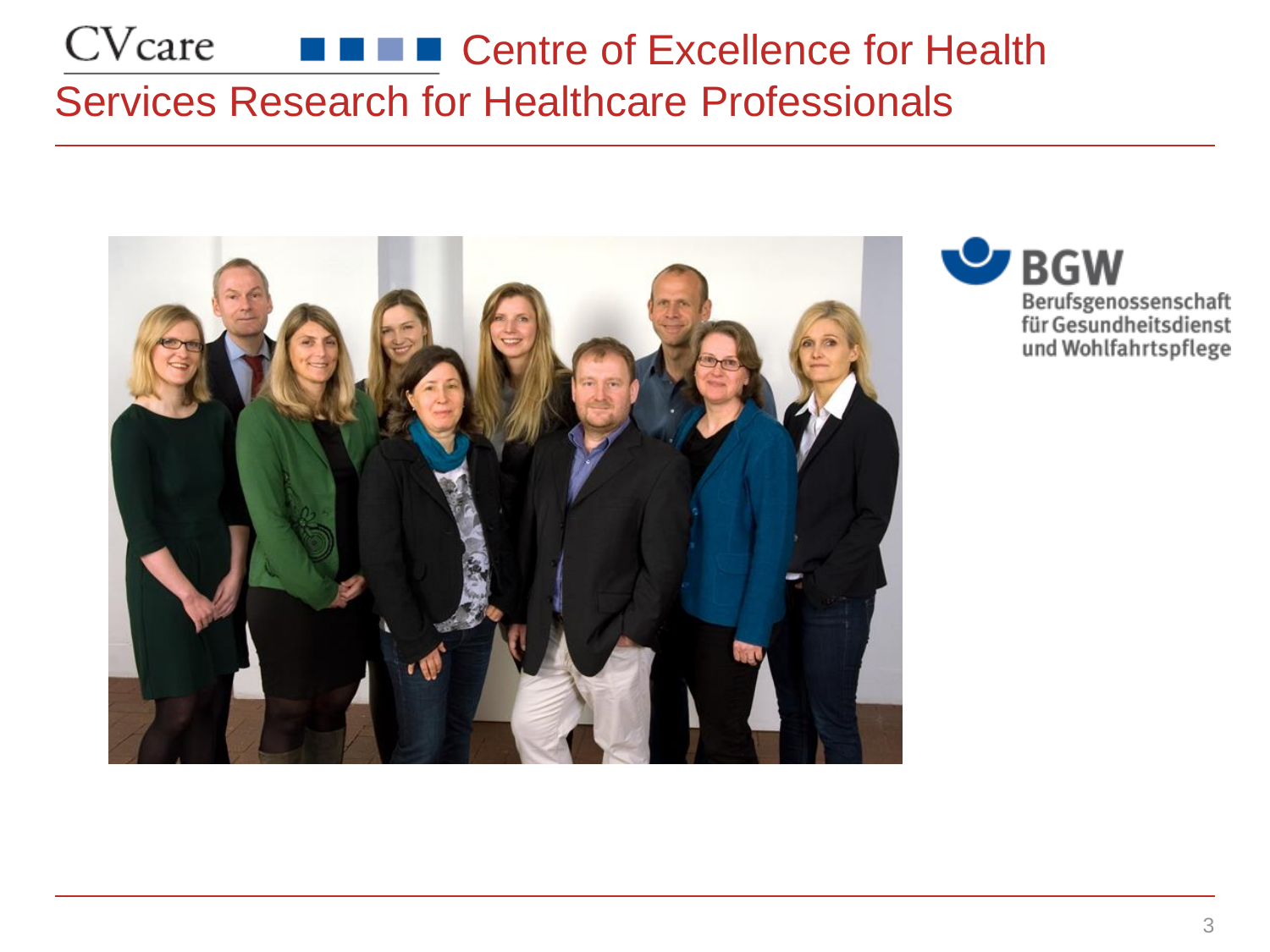# CVcare Centre of Excellence for Health Services Research for Healthcare Professionals

BGW
Berufsgenossenschaft
für Gesundheitsdienst
und Wohlfahrtspflege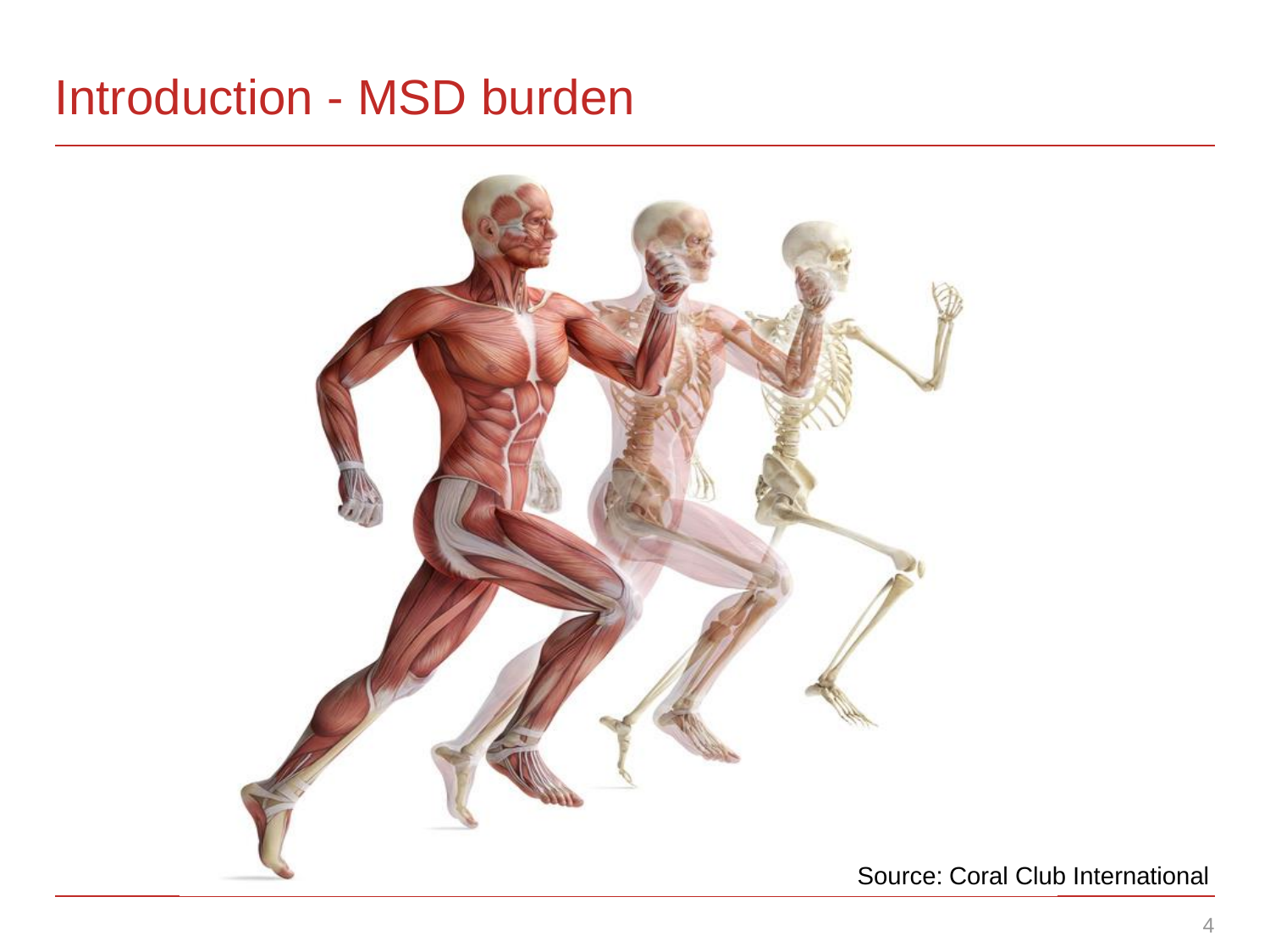# Introduction - MSD burden

Source: Coral Club International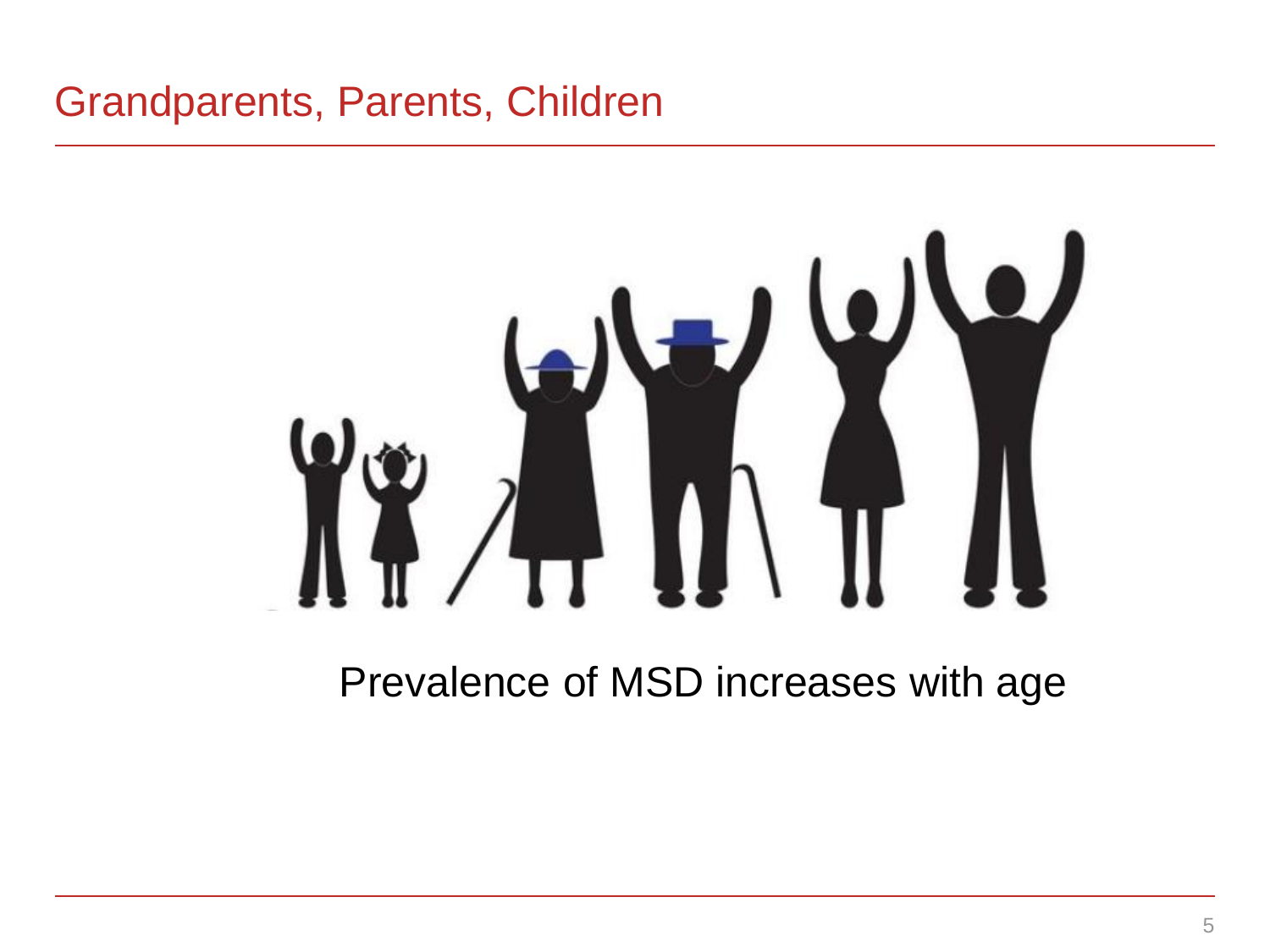# Grandparents, Parents, Children

Prevalence of MSD increases with age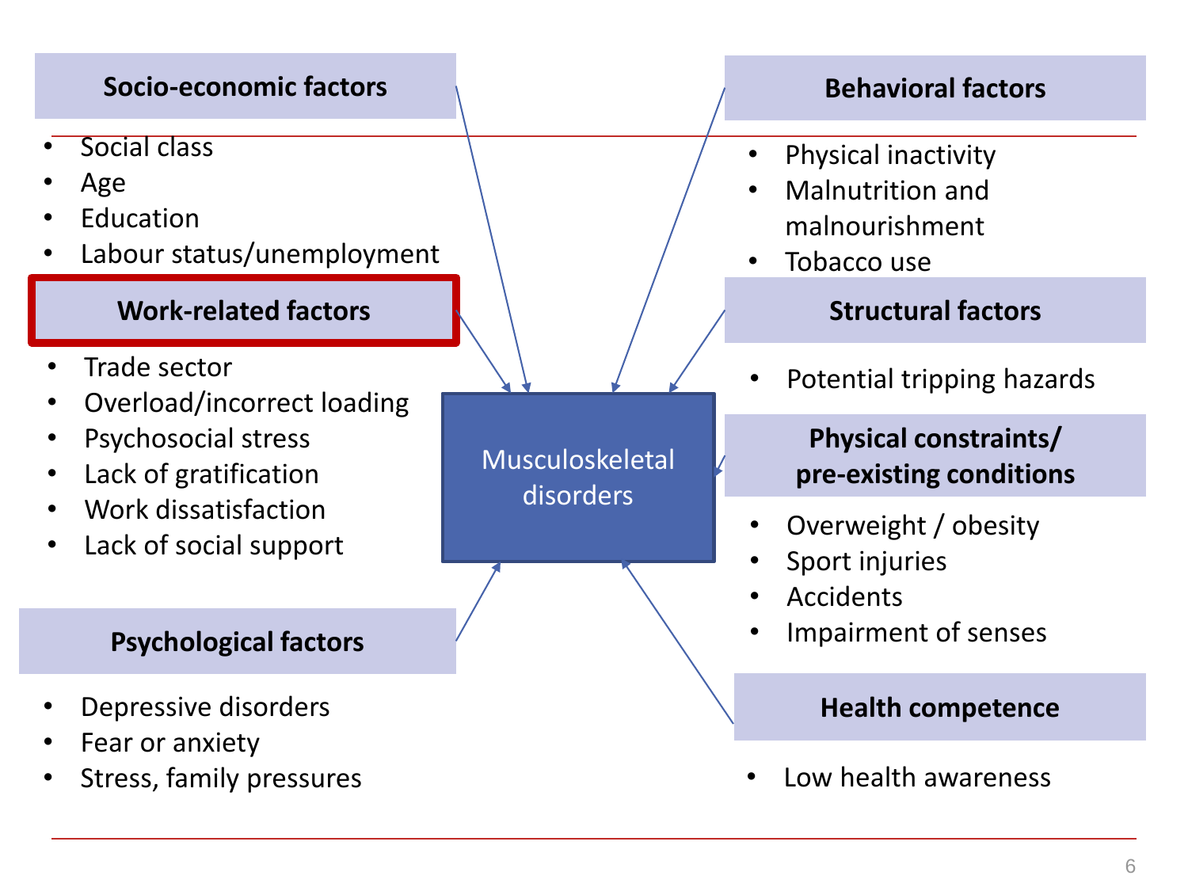## Socio-economic factors

- Social class
- Age
- Education
- Labour status/unemployment

## Work-related factors

- Trade sector
- Overload/incorrect loading
- Psychosocial stress
- Lack of gratification
- Work dissatisfaction
- Lack of social support

## Psychological factors

- Depressive disorders
- Fear or anxiety
- Stress, family pressures

Musculoskeletal disorders

## Behavioral factors

- Physical inactivity
- Malnutrition and malnourishment
- Tobacco use

## Structural factors

- Potential tripping hazards

## Physical constraints/ pre-existing conditions

- Overweight / obesity
- Sport injuries
- Accidents
- Impairment of senses

## Health competence

- Low health awareness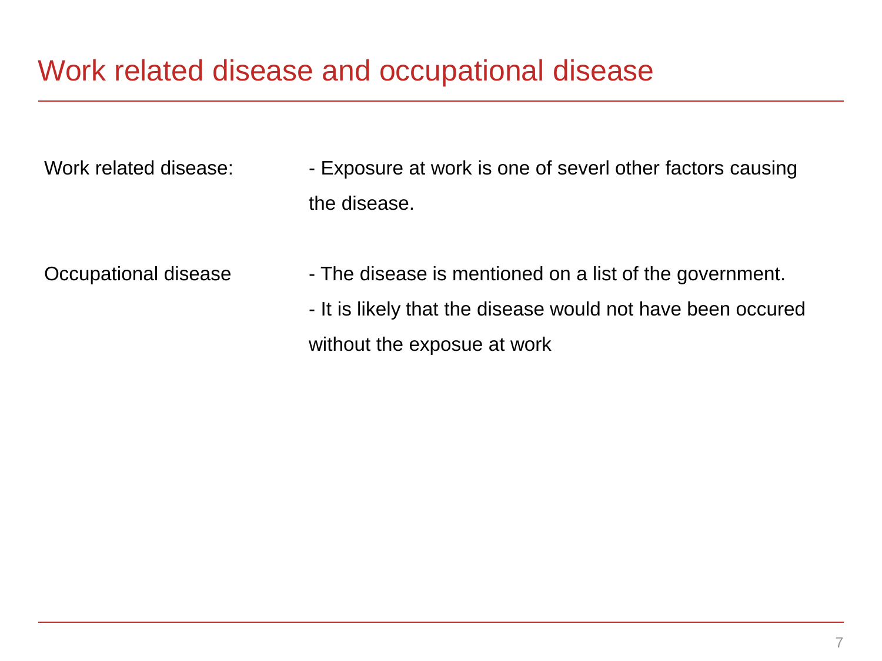# Work related disease and occupational disease

| | |
|---|---|
| Work related disease: | - Exposure at work is one of severl other factors causing the disease. |
| Occupational disease | - The disease is mentioned on a list of the government.<br>- It is likely that the disease would not have been occured without the exposue at work |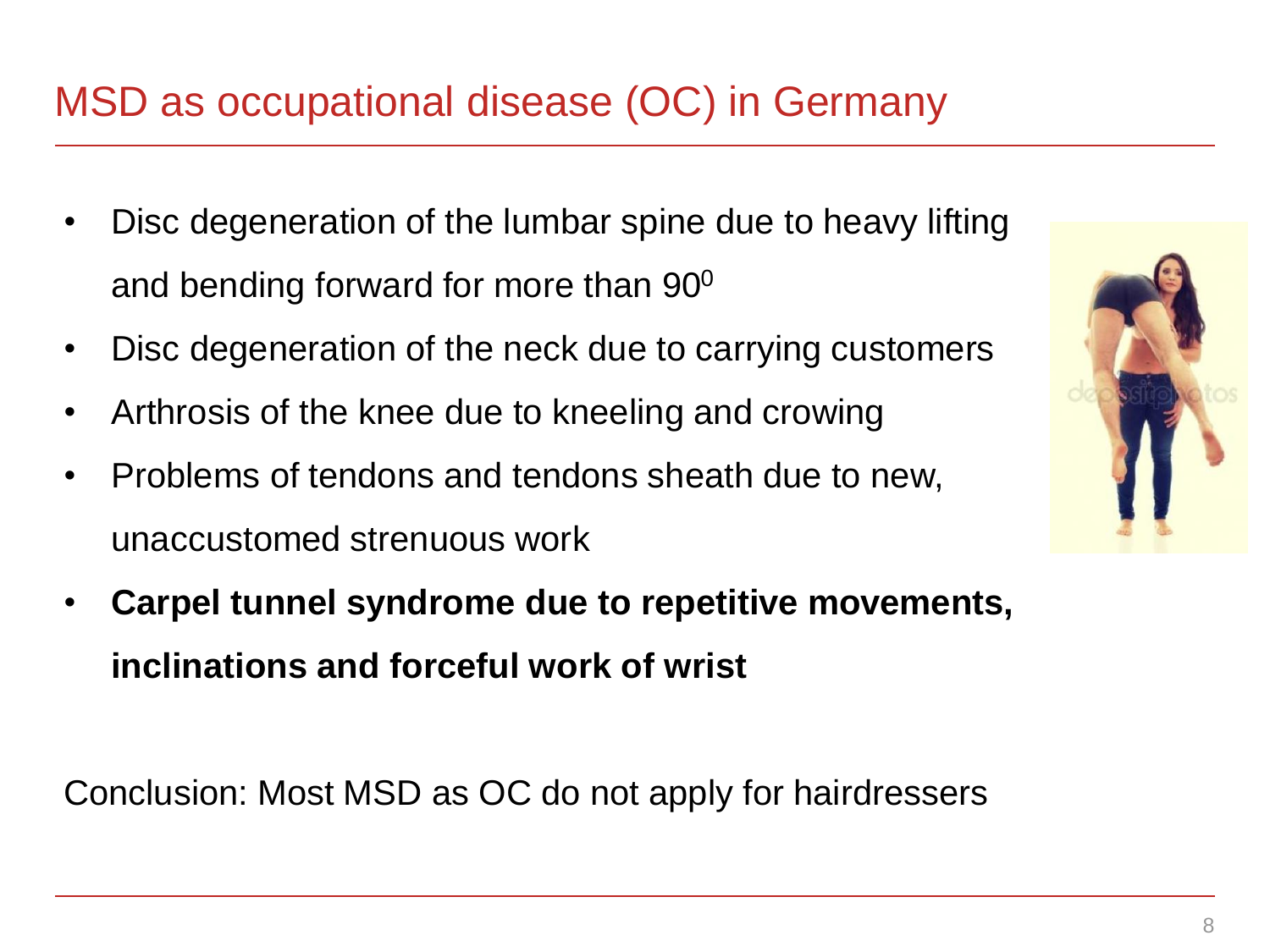# MSD as occupational disease (OC) in Germany

- Disc degeneration of the lumbar spine due to heavy lifting and bending forward for more than $90^0$
- Disc degeneration of the neck due to carrying customers
- Arthrosis of the knee due to kneeling and crowing
- Problems of tendons and tendons sheath due to new, unaccustomed strenuous work
- **Carpel tunnel syndrome due to repetitive movements, inclinations and forceful work of wrist**

Conclusion: Most MSD as OC do not apply for hairdressers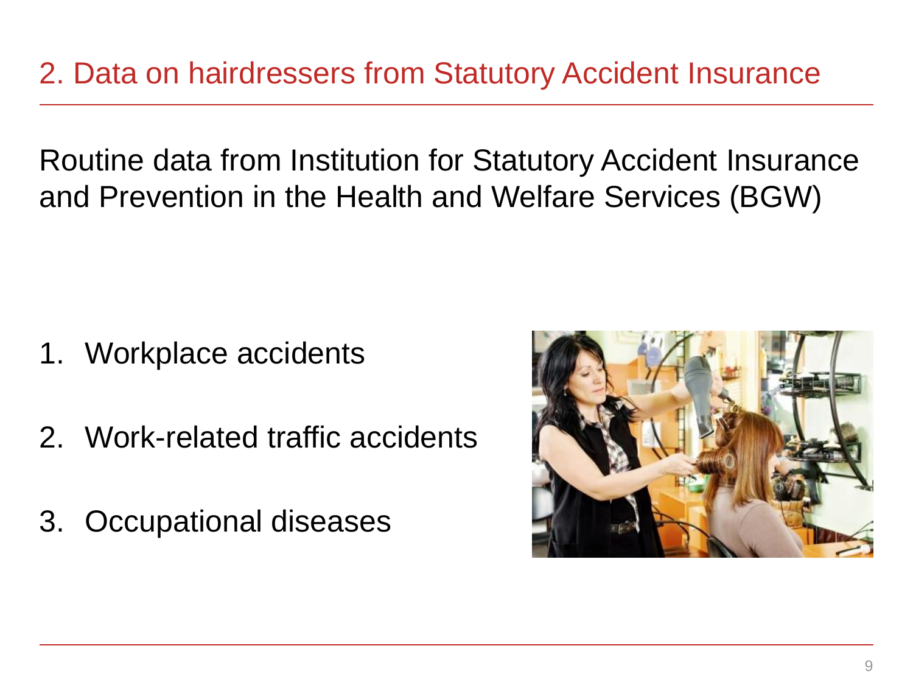## 2. Data on hairdressers from Statutory Accident Insurance

Routine data from Institution for Statutory Accident Insurance and Prevention in the Health and Welfare Services (BGW)

1. Workplace accidents
2. Work-related traffic accidents
3. Occupational diseases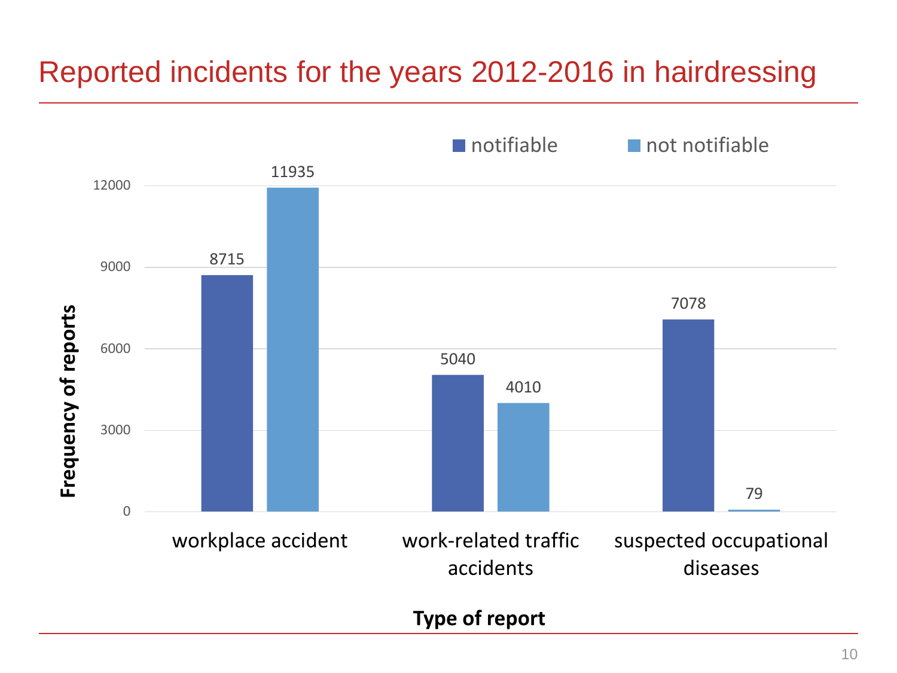# Reported incidents for the years 2012-2016 in hairdressing

| Type of report | notifiable | not notifiable |
|---|---|---|
| workplace accident | 8715 | 11935 |
| work-related traffic accidents | 5040 | 4010 |
| suspected occupational diseases | 7078 | 79 |

Frequency of reports

Type of report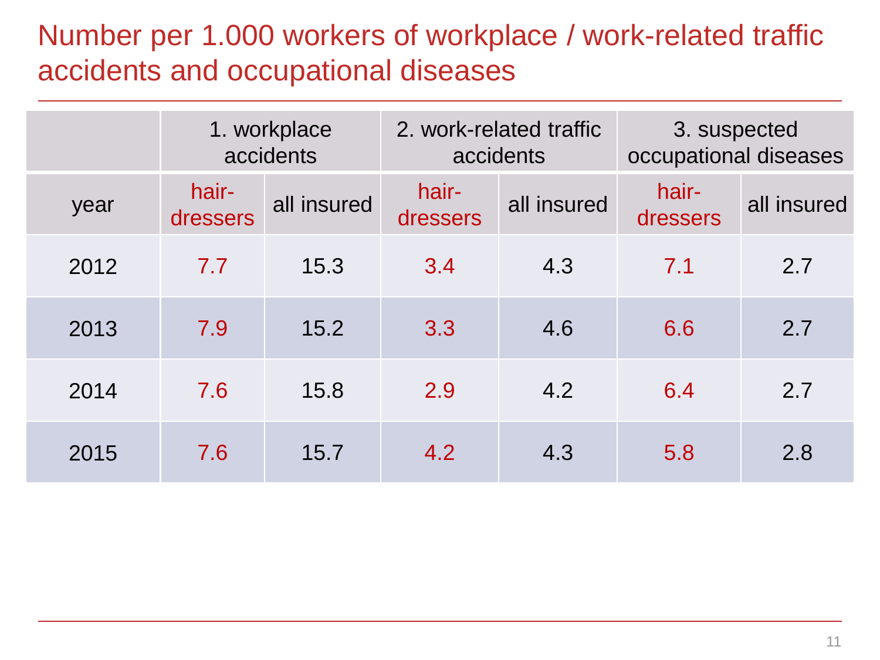# Number per 1.000 workers of workplace / work-related traffic accidents and occupational diseases

| | 1. workplace accidents | | 2. work-related traffic accidents | | 3. suspected occupational diseases | |
|---|---|---|---|---|---|---|
| year | hair-dressers | all insured | hair-dressers | all insured | hair-dressers | all insured |
| 2012 | 7.7 | 15.3 | 3.4 | 4.3 | 7.1 | 2.7 |
| 2013 | 7.9 | 15.2 | 3.3 | 4.6 | 6.6 | 2.7 |
| 2014 | 7.6 | 15.8 | 2.9 | 4.2 | 6.4 | 2.7 |
| 2015 | 7.6 | 15.7 | 4.2 | 4.3 | 5.8 | 2.8 |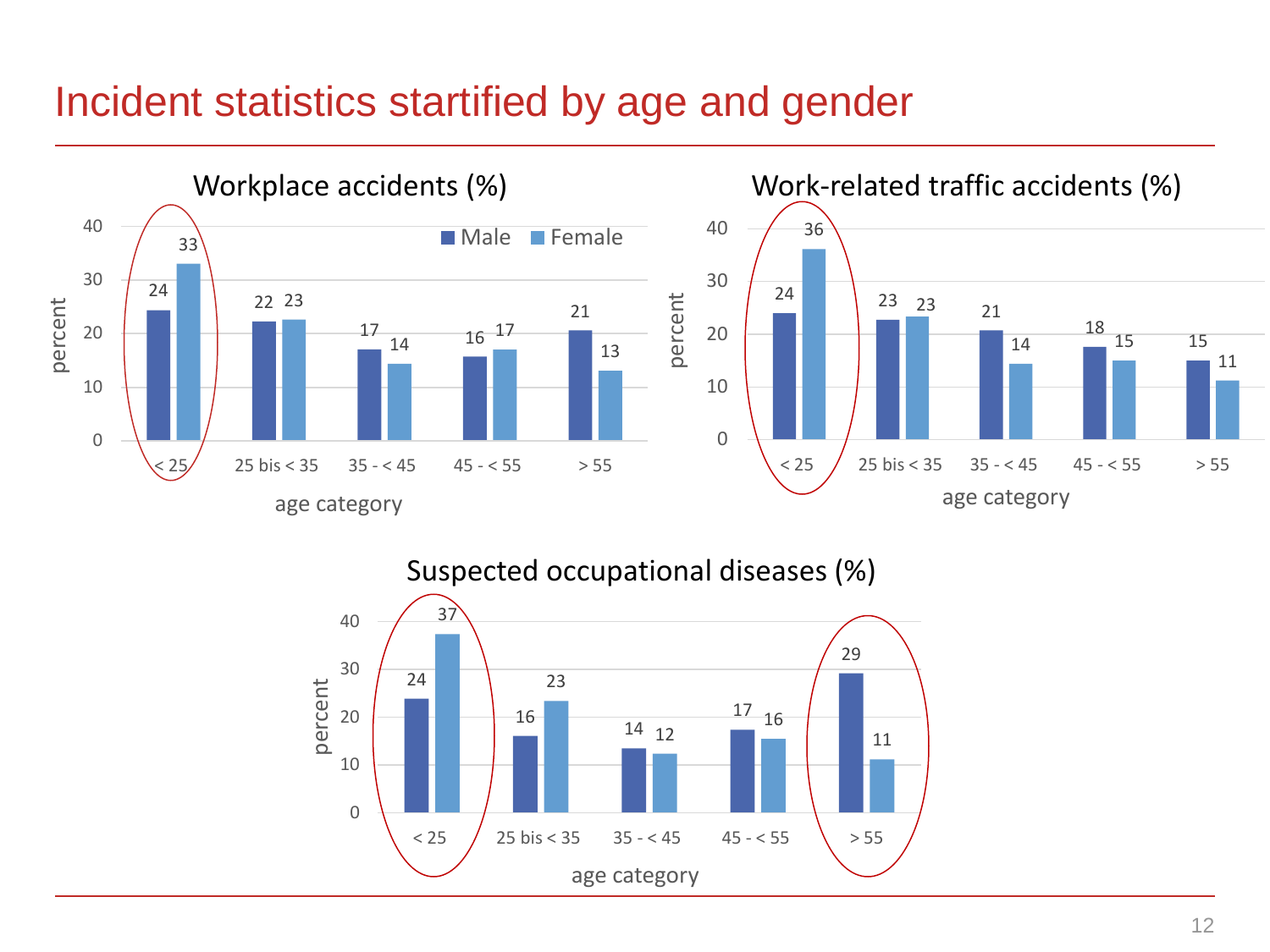# Incident statistics startified by age and gender

### Workplace accidents (%)

| age category | Male | Female |
|---|---|---|
| < 25 | 24 | 33 |
| 25 bis < 35 | 22 | 23 |
| 35 - < 45 | 17 | 14 |
| 45 - < 55 | 16 | 17 |
| > 55 | 21 | 13 |

### Work-related traffic accidents (%)

| age category | Male | Female |
|---|---|---|
| < 25 | 24 | 36 |
| 25 bis < 35 | 23 | 23 |
| 35 - < 45 | 21 | 14 |
| 45 - < 55 | 18 | 15 |
| > 55 | 15 | 11 |

### Suspected occupational diseases (%)

| age category | Male | Female |
|---|---|---|
| < 25 | 24 | 37 |
| 25 bis < 35 | 16 | 23 |
| 35 - < 45 | 14 | 12 |
| 45 - < 55 | 17 | 16 |
| > 55 | 29 | 11 |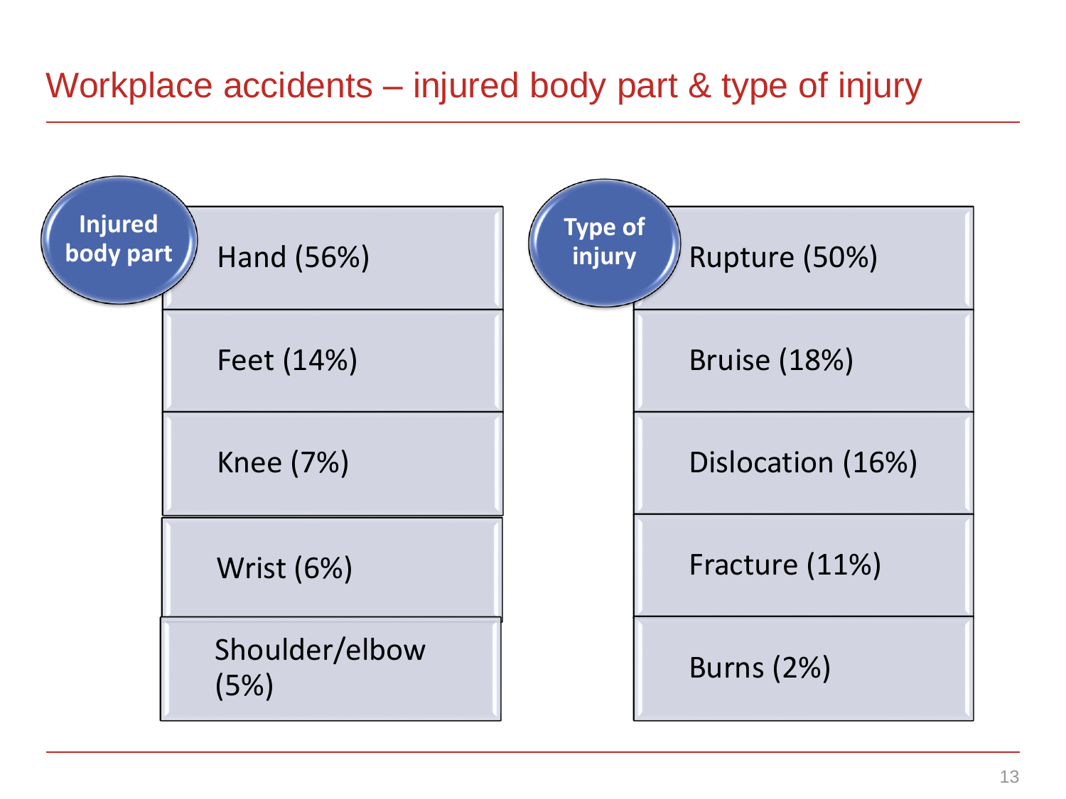# Workplace accidents – injured body part & type of injury

| Injured body part | Type of injury |
| --- | --- |
| Hand (56%) | Rupture (50%) |
| Feet (14%) | Bruise (18%) |
| Knee (7%) | Dislocation (16%) |
| Wrist (6%) | Fracture (11%) |
| Shoulder/elbow (5%) | Burns (2%) |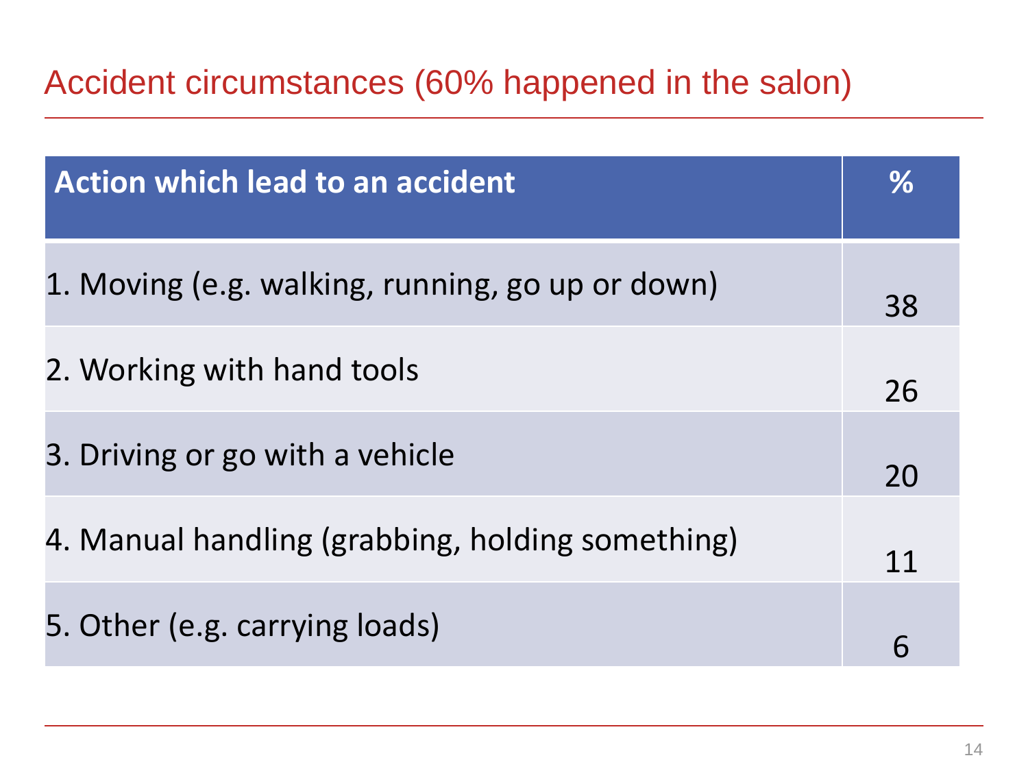## Accident circumstances (60% happened in the salon)

| Action which lead to an accident | % |
|---|---|
| 1. Moving (e.g. walking, running, go up or down) | 38 |
| 2. Working with hand tools | 26 |
| 3. Driving or go with a vehicle | 20 |
| 4. Manual handling (grabbing, holding something) | 11 |
| 5. Other (e.g. carrying loads) | 6 |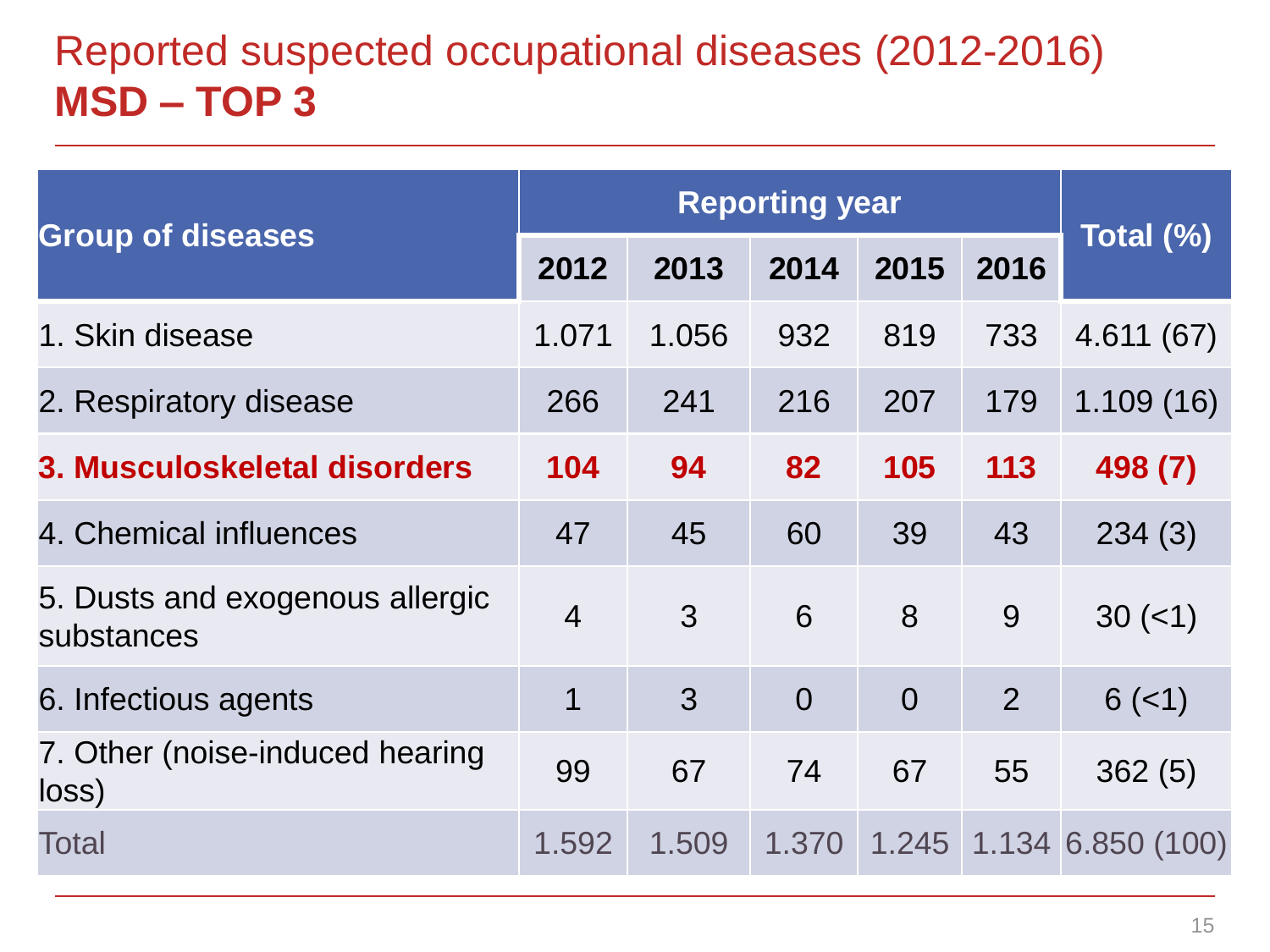# Reported suspected occupational diseases (2012-2016)
## **MSD – TOP 3**

| Group of diseases | Reporting year | | | | | Total (%) |
|---|---|---|---|---|---|---|
| | **2012** | **2013** | **2014** | **2015** | **2016** | |
| 1. Skin disease | 1.071 | 1.056 | 932 | 819 | 733 | 4.611 (67) |
| 2. Respiratory disease | 266 | 241 | 216 | 207 | 179 | 1.109 (16) |
| **3. Musculoskeletal disorders** | **104** | **94** | **82** | **105** | **113** | **498 (7)** |
| 4. Chemical influences | 47 | 45 | 60 | 39 | 43 | 234 (3) |
| 5. Dusts and exogenous allergic substances | 4 | 3 | 6 | 8 | 9 | 30 (<1) |
| 6. Infectious agents | 1 | 3 | 0 | 0 | 2 | 6 (<1) |
| 7. Other (noise-induced hearing loss) | 99 | 67 | 74 | 67 | 55 | 362 (5) |
| Total | 1.592 | 1.509 | 1.370 | 1.245 | 1.134 | 6.850 (100) |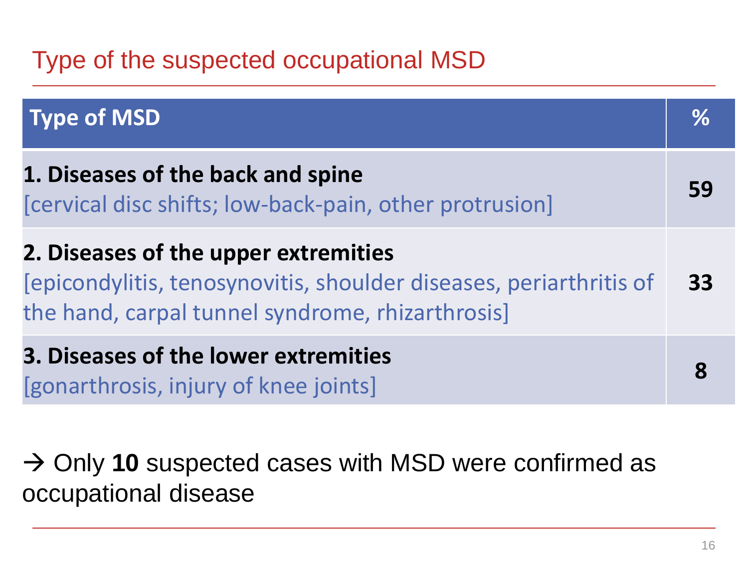# Type of the suspected occupational MSD

| Type of MSD | % |
|---|---|
| **1. Diseases of the back and spine** [cervical disc shifts; low-back-pain, other protrusion] | **59** |
| **2. Diseases of the upper extremities** [epicondylitis, tenosynovitis, shoulder diseases, periarthritis of the hand, carpal tunnel syndrome, rhizarthrosis] | **33** |
| **3. Diseases of the lower extremities** [gonarthrosis, injury of knee joints] | **8** |

→ Only **10** suspected cases with MSD were confirmed as occupational disease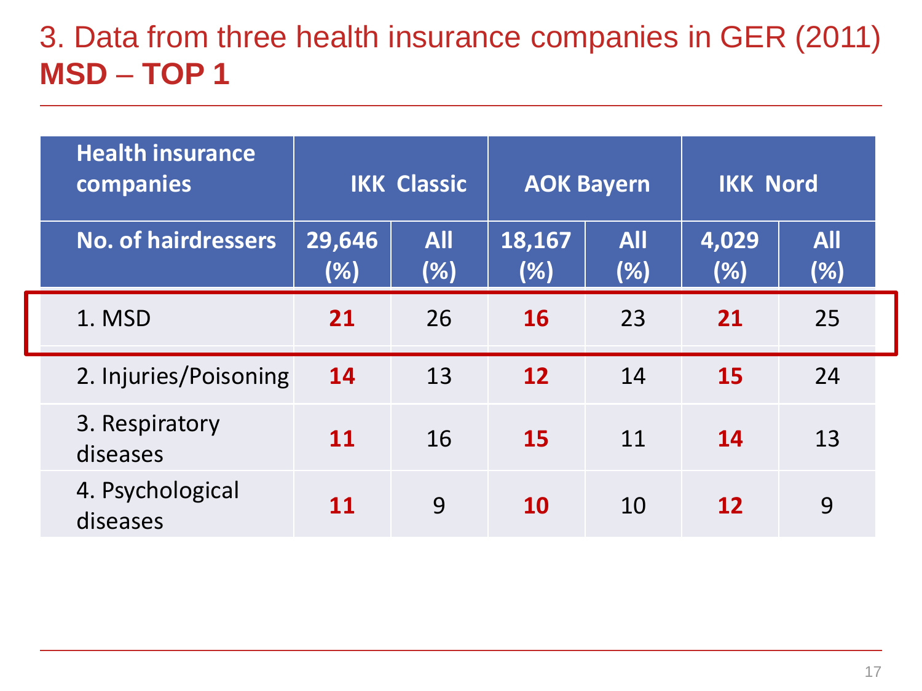# 3. Data from three health insurance companies in GER (2011)
## **MSD – TOP 1**

| Health insurance companies | IKK Classic | | AOK Bayern | | IKK Nord | |
|---|---|---|---|---|---|---|
| **No. of hairdressers** | **29,646 (%)** | **All (%)** | **18,167 (%)** | **All (%)** | **4,029 (%)** | **All (%)** |
| 1. MSD | **21** | 26 | **16** | 23 | **21** | 25 |
| 2. Injuries/Poisoning | **14** | 13 | **12** | 14 | **15** | 24 |
| 3. Respiratory diseases | **11** | 16 | **15** | 11 | **14** | 13 |
| 4. Psychological diseases | **11** | 9 | **10** | 10 | **12** | 9 |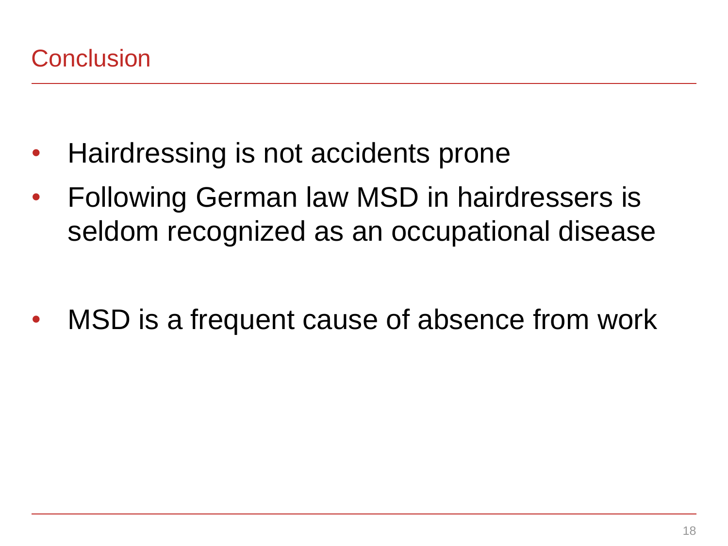# Conclusion

- Hairdressing is not accidents prone
- Following German law MSD in hairdressers is seldom recognized as an occupational disease

- MSD is a frequent cause of absence from work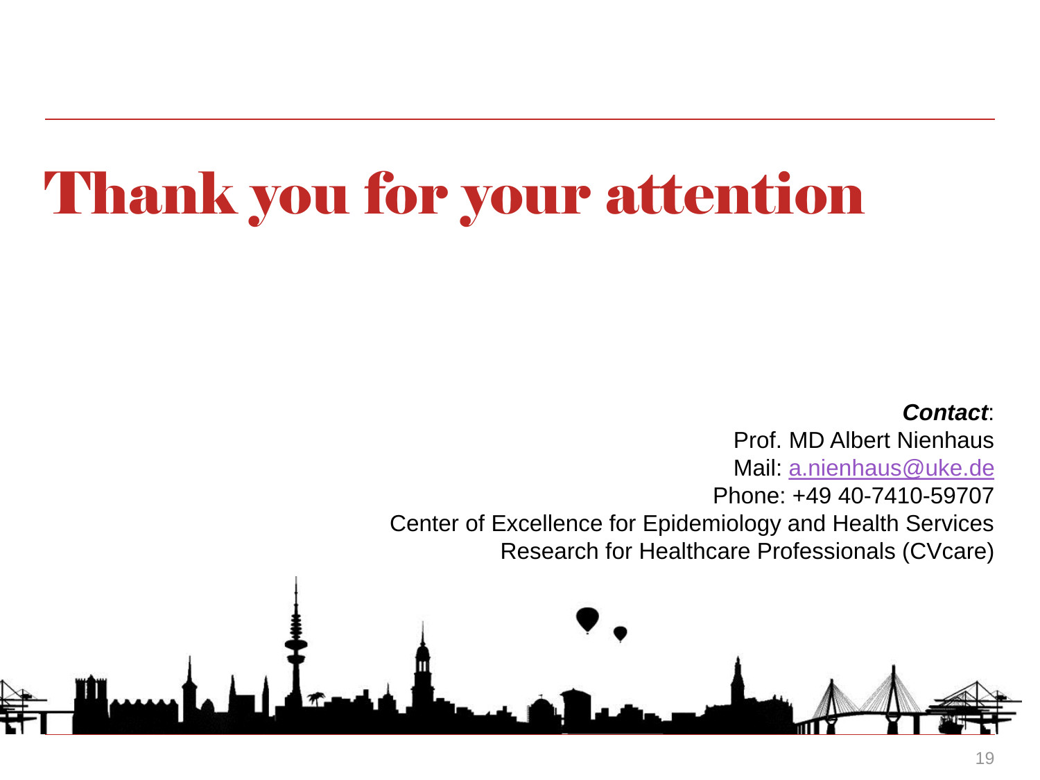# Thank you for your attention

***Contact***:
Prof. MD Albert Nienhaus
Mail: a.nienhaus@uke.de
Phone: +49 40-7410-59707
Center of Excellence for Epidemiology and Health Services Research for Healthcare Professionals (CVcare)